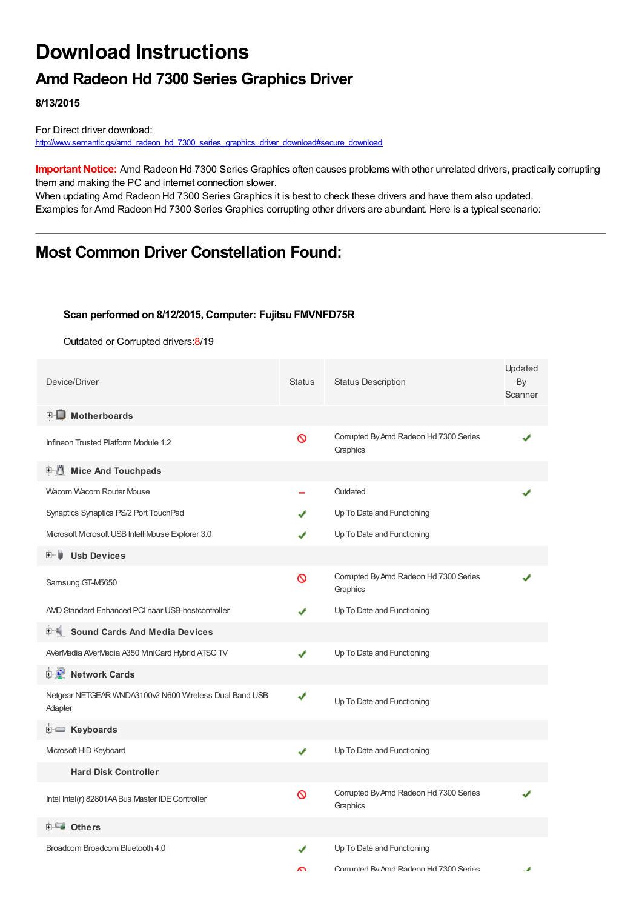# Download Instructions

## Amd Radeon Hd 7300 Series Graphics Driver

**8/13/2015**

For Direct driver download:
http://www.semantic.gs/amd_radeon_hd_7300_series_graphics_driver_download#secure_download

**Important Notice:** Amd Radeon Hd 7300 Series Graphics often causes problems with other unrelated drivers, practically corrupting them and making the PC and internet connection slower.
When updating Amd Radeon Hd 7300 Series Graphics it is best to check these drivers and have them also updated.
Examples for Amd Radeon Hd 7300 Series Graphics corrupting other drivers are abundant. Here is a typical scenario:

---

## Most Common Driver Constellation Found:

**Scan performed on 8/12/2015, Computer: Fujitsu FMVNFD75R**

Outdated or Corrupted drivers:8/19

| Device/Driver | Status | Status Description | Updated By Scanner |
|---|---|---|---|
| **Motherboards** | | | |
| Infineon Trusted Platform Module 1.2 | ⃠ | Corrupted By Amd Radeon Hd 7300 Series Graphics | ✔ |
| **Mice And Touchpads** | | | |
| Wacom Wacom Router Mouse | – | Outdated | ✔ |
| Synaptics Synaptics PS/2 Port TouchPad | ✔ | Up To Date and Functioning | |
| Microsoft Microsoft USB IntelliMouse Explorer 3.0 | ✔ | Up To Date and Functioning | |
| **Usb Devices** | | | |
| Samsung GT-M5650 | ⃠ | Corrupted By Amd Radeon Hd 7300 Series Graphics | ✔ |
| AMD Standard Enhanced PCI naar USB-hostcontroller | ✔ | Up To Date and Functioning | |
| **Sound Cards And Media Devices** | | | |
| AVerMedia AVerMedia A350 MiniCard Hybrid ATSC TV | ✔ | Up To Date and Functioning | |
| **Network Cards** | | | |
| Netgear NETGEAR WNDA3100v2 N600 Wireless Dual Band USB Adapter | ✔ | Up To Date and Functioning | |
| **Keyboards** | | | |
| Microsoft HID Keyboard | ✔ | Up To Date and Functioning | |
| **Hard Disk Controller** | | | |
| Intel Intel(r) 82801AA Bus Master IDE Controller | ⃠ | Corrupted By Amd Radeon Hd 7300 Series Graphics | ✔ |
| **Others** | | | |
| Broadcom Broadcom Bluetooth 4.0 | ✔ | Up To Date and Functioning | |
| | ⃠ | Corrupted By Amd Radeon Hd 7300 Series | ✔ |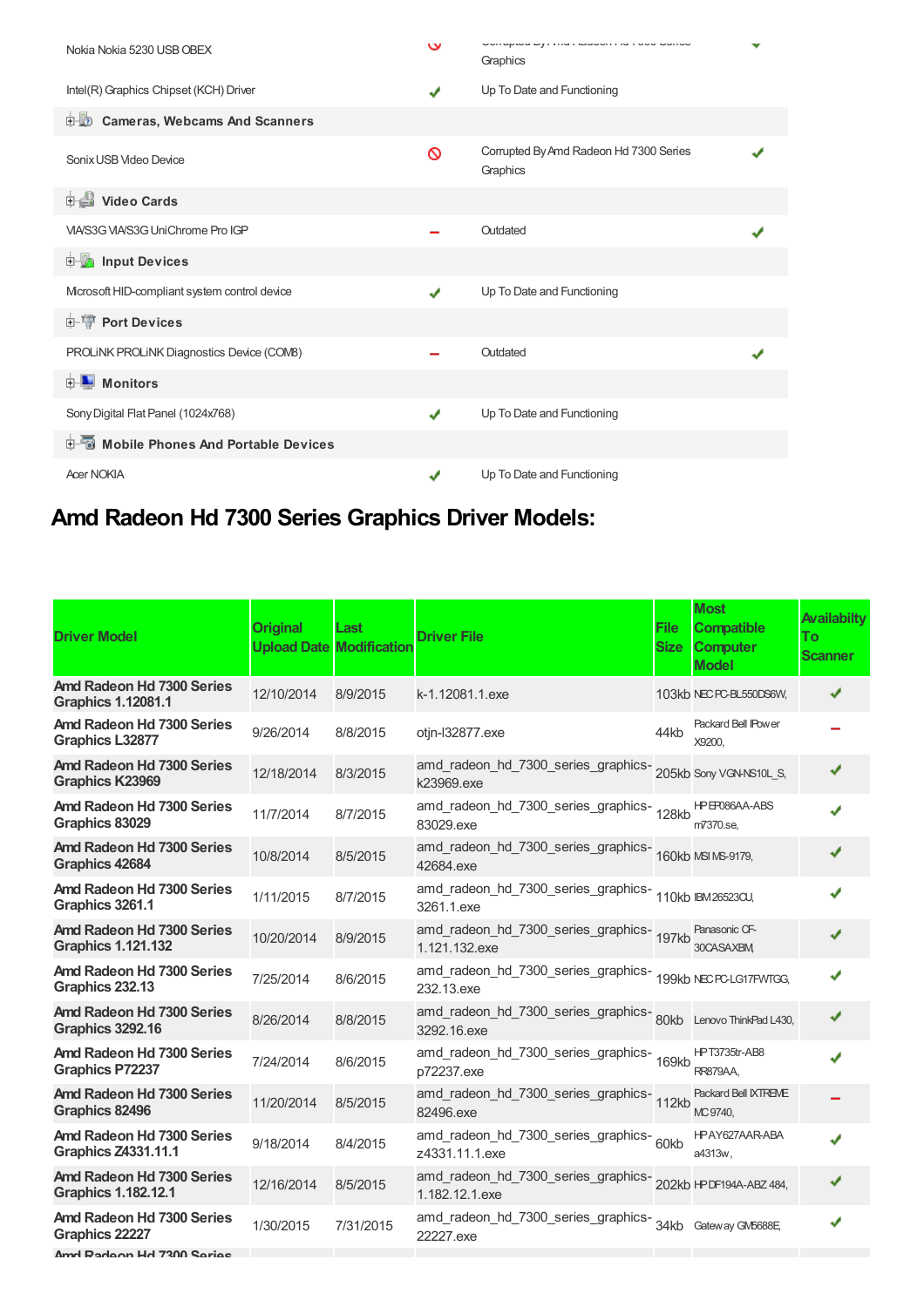| | | | |
|---|---|---|---|
| Nokia Nokia 5230 USB OBEX | ⊘ | Corrupted By Amd Radeon Hd 7300 Series Graphics | ✔ |
| Intel(R) Graphics Chipset (KCH) Driver | ✔ | Up To Date and Functioning | |
| **Cameras, Webcams And Scanners** | | | |
| Sonix USB Video Device | ⊘ | Corrupted By Amd Radeon Hd 7300 Series Graphics | ✔ |
| **Video Cards** | | | |
| VIA/S3G VIA/S3G UniChrome Pro IGP | – | Outdated | ✔ |
| **Input Devices** | | | |
| Microsoft HID-compliant system control device | ✔ | Up To Date and Functioning | |
| **Port Devices** | | | |
| PROLiNK PROLiNK Diagnostics Device (COM8) | – | Outdated | ✔ |
| **Monitors** | | | |
| Sony Digital Flat Panel (1024x768) | ✔ | Up To Date and Functioning | |
| **Mobile Phones And Portable Devices** | | | |
| Acer NOKIA | ✔ | Up To Date and Functioning | |

## Amd Radeon Hd 7300 Series Graphics Driver Models:

| Driver Model | Original Upload Date | Last Modification | Driver File | File Size | Most Compatible Computer Model | Availabilty To Scanner |
|---|---|---|---|---|---|---|
| **Amd Radeon Hd 7300 Series Graphics 1.12081.1** | 12/10/2014 | 8/9/2015 | k-1.12081.1.exe | 103kb | NEC PC-BL550DS6W, | ✔ |
| **Amd Radeon Hd 7300 Series Graphics L32877** | 9/26/2014 | 8/8/2015 | otjn-l32877.exe | 44kb | Packard Bell IPower X9200, | – |
| **Amd Radeon Hd 7300 Series Graphics K23969** | 12/18/2014 | 8/3/2015 | amd_radeon_hd_7300_series_graphics-k23969.exe | 205kb | Sony VGN-NS10L_S, | ✔ |
| **Amd Radeon Hd 7300 Series Graphics 83029** | 11/7/2014 | 8/7/2015 | amd_radeon_hd_7300_series_graphics-83029.exe | 128kb | HP EP086AA-ABS m7370.se, | ✔ |
| **Amd Radeon Hd 7300 Series Graphics 42684** | 10/8/2014 | 8/5/2015 | amd_radeon_hd_7300_series_graphics-42684.exe | 160kb | MSI MS-9179, | ✔ |
| **Amd Radeon Hd 7300 Series Graphics 3261.1** | 1/11/2015 | 8/7/2015 | amd_radeon_hd_7300_series_graphics-3261.1.exe | 110kb | IBM 26523CU, | ✔ |
| **Amd Radeon Hd 7300 Series Graphics 1.121.132** | 10/20/2014 | 8/9/2015 | amd_radeon_hd_7300_series_graphics-1.121.132.exe | 197kb | Panasonic CF-30CASAXBM, | ✔ |
| **Amd Radeon Hd 7300 Series Graphics 232.13** | 7/25/2014 | 8/6/2015 | amd_radeon_hd_7300_series_graphics-232.13.exe | 199kb | NEC PC-LG17FWTGG, | ✔ |
| **Amd Radeon Hd 7300 Series Graphics 3292.16** | 8/26/2014 | 8/8/2015 | amd_radeon_hd_7300_series_graphics-3292.16.exe | 80kb | Lenovo ThinkPad L430, | ✔ |
| **Amd Radeon Hd 7300 Series Graphics P72237** | 7/24/2014 | 8/6/2015 | amd_radeon_hd_7300_series_graphics-p72237.exe | 169kb | HP T3735tr-AB8 RR879AA, | ✔ |
| **Amd Radeon Hd 7300 Series Graphics 82496** | 11/20/2014 | 8/5/2015 | amd_radeon_hd_7300_series_graphics-82496.exe | 112kb | Packard Bell IXTREME MC 9740, | – |
| **Amd Radeon Hd 7300 Series Graphics Z4331.11.1** | 9/18/2014 | 8/4/2015 | amd_radeon_hd_7300_series_graphics-z4331.11.1.exe | 60kb | HP AY627AAR-ABA a4313w, | ✔ |
| **Amd Radeon Hd 7300 Series Graphics 1.182.12.1** | 12/16/2014 | 8/5/2015 | amd_radeon_hd_7300_series_graphics-1.182.12.1.exe | 202kb | HP DF194A-ABZ 484, | ✔ |
| **Amd Radeon Hd 7300 Series Graphics 22227** | 1/30/2015 | 7/31/2015 | amd_radeon_hd_7300_series_graphics-22227.exe | 34kb | Gateway GM5688E, | ✔ |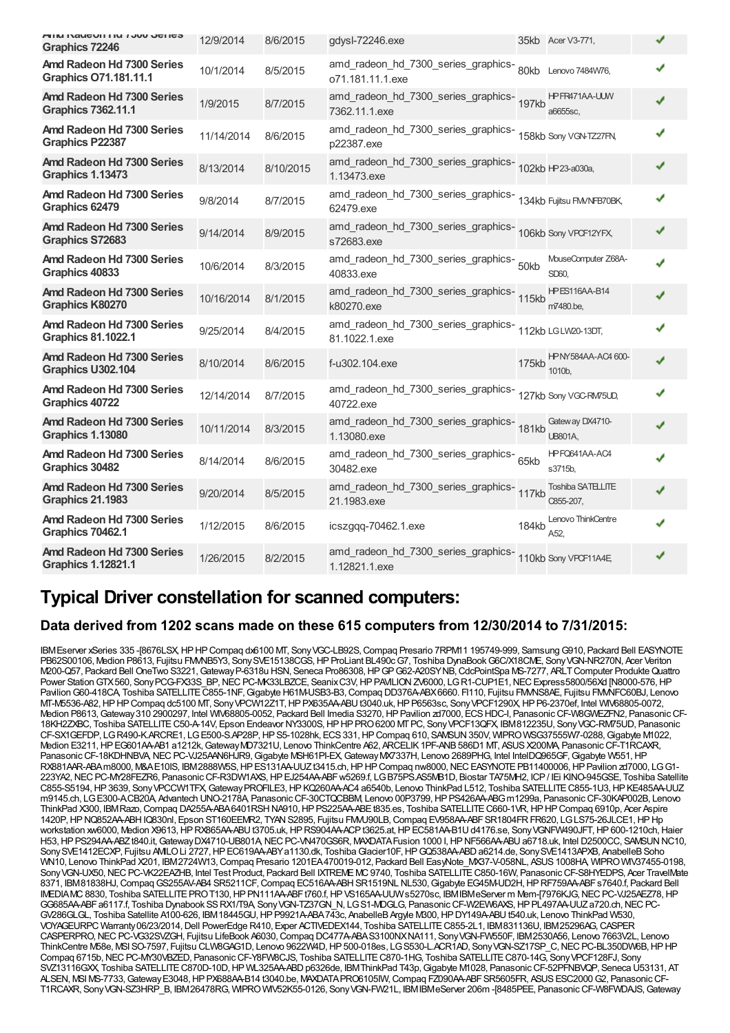| | | | | | | |
|---|---|---|---|---|---|---|
| Amd Radeon Hd 7300 Series Graphics 72246 | 12/9/2014 | 8/6/2015 | gdysl-72246.exe | 35kb | Acer V3-771, | ✔ |
| Amd Radeon Hd 7300 Series Graphics O71.181.11.1 | 10/1/2014 | 8/5/2015 | amd_radeon_hd_7300_series_graphics-o71.181.11.1.exe | 80kb | Lenovo 7484W76, | ✔ |
| Amd Radeon Hd 7300 Series Graphics 7362.11.1 | 1/9/2015 | 8/7/2015 | amd_radeon_hd_7300_series_graphics-7362.11.1.exe | 197kb | HP FR471AA-UUW a6655sc, | ✔ |
| Amd Radeon Hd 7300 Series Graphics P22387 | 11/14/2014 | 8/6/2015 | amd_radeon_hd_7300_series_graphics-p22387.exe | 158kb | Sony VGN-TZ27FN, | ✔ |
| Amd Radeon Hd 7300 Series Graphics 1.13473 | 8/13/2014 | 8/10/2015 | amd_radeon_hd_7300_series_graphics-1.13473.exe | 102kb | HP 23-a030a, | ✔ |
| Amd Radeon Hd 7300 Series Graphics 62479 | 9/8/2014 | 8/7/2015 | amd_radeon_hd_7300_series_graphics-62479.exe | 134kb | Fujitsu FMVNFB70BK, | ✔ |
| Amd Radeon Hd 7300 Series Graphics S72683 | 9/14/2014 | 8/9/2015 | amd_radeon_hd_7300_series_graphics-s72683.exe | 106kb | Sony VPCF12YFX, | ✔ |
| Amd Radeon Hd 7300 Series Graphics 40833 | 10/6/2014 | 8/3/2015 | amd_radeon_hd_7300_series_graphics-40833.exe | 50kb | MouseComputer Z68A-SD60, | ✔ |
| Amd Radeon Hd 7300 Series Graphics K80270 | 10/16/2014 | 8/1/2015 | amd_radeon_hd_7300_series_graphics-k80270.exe | 115kb | HP ES116AA-B14 m7480.be, | ✔ |
| Amd Radeon Hd 7300 Series Graphics 81.1022.1 | 9/25/2014 | 8/4/2015 | amd_radeon_hd_7300_series_graphics-81.1022.1.exe | 112kb | LG LW20-13DT, | ✔ |
| Amd Radeon Hd 7300 Series Graphics U302.104 | 8/10/2014 | 8/6/2015 | f-u302.104.exe | 175kb | HP NY584AA-AC4 600-1010b, | ✔ |
| Amd Radeon Hd 7300 Series Graphics 40722 | 12/14/2014 | 8/7/2015 | amd_radeon_hd_7300_series_graphics-40722.exe | 127kb | Sony VGC-RM75UD, | ✔ |
| Amd Radeon Hd 7300 Series Graphics 1.13080 | 10/11/2014 | 8/3/2015 | amd_radeon_hd_7300_series_graphics-1.13080.exe | 181kb | Gateway DX4710-UB801A, | ✔ |
| Amd Radeon Hd 7300 Series Graphics 30482 | 8/14/2014 | 8/6/2015 | amd_radeon_hd_7300_series_graphics-30482.exe | 65kb | HP FQ641AA-AC4 s3715b, | ✔ |
| Amd Radeon Hd 7300 Series Graphics 21.1983 | 9/20/2014 | 8/5/2015 | amd_radeon_hd_7300_series_graphics-21.1983.exe | 117kb | Toshiba SATELLITE C855-207, | ✔ |
| Amd Radeon Hd 7300 Series Graphics 70462.1 | 1/12/2015 | 8/6/2015 | icszgqq-70462.1.exe | 184kb | Lenovo ThinkCentre A52, | ✔ |
| Amd Radeon Hd 7300 Series Graphics 1.12821.1 | 1/26/2015 | 8/2/2015 | amd_radeon_hd_7300_series_graphics-1.12821.1.exe | 110kb | Sony VPCF11A4E, | ✔ |

## Typical Driver constellation for scanned computers:

### Data derived from 1202 scans made on these 615 computers from 12/30/2014 to 7/31/2015:

IBM Eserver xSeries 335 -[8676LSX, HP HP Compaq dx6100 MT, Sony VGC-LB92S, Compaq Presario 7RPM11 195749-999, Samsung G910, Packard Bell EASYNOTE PB62S00106, Medion P8613, Fujitsu FMVNB5Y3, Sony SVE15138CGS, HP ProLiant BL490c G7, Toshiba DynaBook G6C/X18CME, Sony VGN-NR270N, Acer Veriton M200-Q57, Packard Bell OneTwo S3221, Gateway P-6318u HSN, Seneca Pro86308, HP GP G62-A20SY NB, CdcPointSpa MS-7277, ARLT Computer Produkte Quattro Power Station GTX 560, Sony PCG-FX33S_BP, NEC PC-MK33LBZCE, Seanix C3V, HP PAVILION ZV6000, LG R1-CUP1E1, NEC Express5800/56Xd [N8000-576, HP Pavilion G60-418CA, Toshiba SATELLITE C855-1NF, Gigabyte H61M-USB3-B3, Compaq DD376A-ABX 6660. FI110, Fujitsu FMVNS8AE, Fujitsu FMVNFC60BJ, Lenovo MT-M5536-A82, HP HP Compaq dc5100 MT, Sony VPCW12Z1T, HP PX635AA-ABU t3040.uk, HP P6563sc, Sony VPCF1290X, HP P6-2370ef, Intel WIV68805-0072, Medion P8613, Gateway 310 2900297, Intel WIV68805-0052, Packard Bell Imedia S3270, HP Pavilion zd7000, ECS HDC-I, Panasonic CF-W8GWEZFN2, Panasonic CF-18KH2ZXBC, Toshiba SATELLITE C50-A-14V, Epson Endeavor NY3300S, HP HP PRO 6200 MT PC, Sony VPCF13QFX, IBM 812235U, Sony VGC-RM75UD, Panasonic CF-SX1GEFDP, LG R490-K.ARCRE1, LG E500-S.AP28P, HP S5-1028hk, ECS 331, HP Compaq 610, SAMSUN 350V, WIPRO WSG37555W7-0288, Gigabyte M1022, Medion E3211, HP EG601AA-AB1 a1212k, Gateway MD7321U, Lenovo ThinkCentre A62, ARCELIK 1PF-ANB 586D1 MT, ASUS X200MA, Panasonic CF-T1RCAXR, Panasonic CF-18KDHNBVA, NEC PC-VJ25AAN6HJR9, Gigabyte MSH61PI-EX, Gateway MX7337H, Lenovo 2689PHG, Intel IntelDQ965GF, Gigabyte W551, HP RX881AAR-ABA m8000, M&A E10IS, IBM 2888W5S, HP ES131AA-UUZ t3415.ch, HP HP Compaq nw8000, NEC EASYNOTE PB11400006, HP Pavilion zd7000, LG G1-223YA2, NEC PC-MY28FEZR6, Panasonic CF-R3DW1AXS, HP EJ254AA-ABF w5269.f, LG B75PS.AS5MB1D, Biostar TA75MH2, ICP / IEi KINO-945GSE, Toshiba Satellite C855-S5194, HP 3639, Sony VPCCW1TFX, Gateway PROFILE3, HP KQ260AA-AC4 a6540b, Lenovo ThinkPad L512, Toshiba SATELLITE C855-1U3, HP KE485AA-UUZ m9145.ch, LG E300-A.CB20A, Advantech UNO-2178A, Panasonic CF-30CTQCBBM, Lenovo 00P3799, HP PS426AA-ABG m1299a, Panasonic CF-30KAP002B, Lenovo ThinkPad X300, IBM Razo, Compaq DA255A-ABA 6401RSH NA910, HP PS225AA-ABE t835.es, Toshiba SATELLITE C660-1VR, HP HP Compaq 6910p, Acer Aspire 1420P, HP NQ852AA-ABH IQ830nl, Epson ST160EEMR2, TYAN S2895, Fujitsu FMVU90LB, Compaq EV958AA-ABF SR1804FR FR620, LG LS75-26JLCE1, HP Hp workstation xw6000, Medion X9613, HP RX865AA-ABU t3705.uk, HP RS904AA-ACP t3625.at, HP EC581AA-B1U d4176.se, Sony VGNFW490JFT, HP 600-1210ch, Haier H53, HP PS294AA-ABZ t840.it, Gateway DX4710-UB801A, NEC PC-VN470GS6R, MAXDATA Fusion 1000 I, HP NF566AA-ABU a6718.uk, Intel D2500CC, SAMSUN NC10, Sony SVE1412ECXP, Fujitsu AMILO Li 2727, HP EC619AA-ABY a1130.dk, Toshiba Glacier10F, HP GQ538AA-ABD a6214.de, Sony SVE1413APXB, AnabelleB Soho WN10, Lenovo ThinkPad X201, IBM 2724W13, Compaq Presario 1201EA 470019-012, Packard Bell EasyNote_MX37-V-058NL, ASUS 1008HA, WIPRO WIV37455-0198, Sony VGN-UX50, NEC PC-VK22EAZHB, Intel Test Product, Packard Bell IXTREME MC 9740, Toshiba SATELLITE C850-16W, Panasonic CF-S8HYEDPS, Acer TravelMate 8371, IBM 81838HJ, Compaq GS255AV-AB4 SR5211CF, Compaq EC516AA-ABH SR1519NL NL530, Gigabyte EG45M-UD2H, HP RF759AA-ABF s7640.f, Packard Bell IMEDIA MC 8830, Toshiba SATELLITE PRO T130, HP PN111AA-ABF t760.f, HP VS165AA-UUW s5270sc, IBM IBM eServer m Mem-[7976KJG, NEC PC-VJ25AEZ78, HP GG685AA-ABF a6117.f, Toshiba Dynabook SS RX1/T9A, Sony VGN-TZ37GN_N, LG S1-MDGLG, Panasonic CF-W2EW6AXS, HP PL497AA-UUZ a720.ch, NEC PC-GV286GLGL, Toshiba Satellite A100-626, IBM 18445GU, HP P9921A-ABA 743c, AnabelleB Argyle M300, HP DY149A-ABU t540.uk, Lenovo ThinkPad W530, VOYAGEURPC Warranty 06/23/2014, Dell PowerEdge R410, Exper ACTIVEDEX144, Toshiba SATELLITE C855-2L1, IBM 831136U, IBM 25296AG, CASPER CASPERPRO, NEC PC-VG32SVZGH, Fujitsu LifeBook A6030, Compaq DC477A-ABA S3100NX NA111, Sony VGN-FW550F, IBM 2530A56, Lenovo 7663V2L, Lenovo ThinkCentre M58e, MSI SO-7597, Fujitsu CLW8GAG1D, Lenovo 9622W4D, HP 500-018es, LG S530-L.ACR1AD, Sony VGN-SZ17SP_C, NEC PC-BL350DW6B, HP HP Compaq 6715b, NEC PC-MY30VBZED, Panasonic CF-Y8FW8CJS, Toshiba SATELLITE C870-1HG, Toshiba SATELLITE C870-14G, Sony VPCF128FJ, Sony SVZ13116GXX, Toshiba SATELLITE C870D-10D, HP WL325AA-ABD p6326de, IBM ThinkPad T43p, Gigabyte M1028, Panasonic CF-52PFNBVQP, Seneca U53131, AT ALSEN, MSI MS-7733, Gateway E3048, HP PX688AA-B14 t3040.be, MAXDATA PRO6105IW, Compaq FZ090AA-ABF SR5605FR, ASUS ESC2000 G2, Panasonic CF-T1RCAXR, Sony VGN-SZ3HRP_B, IBM 26478RG, WIPRO WIV52K55-0126, Sony VGN-FW21L, IBM IBM eServer 206m -[8485PEE, Panasonic CF-W8FWDAJS, Gateway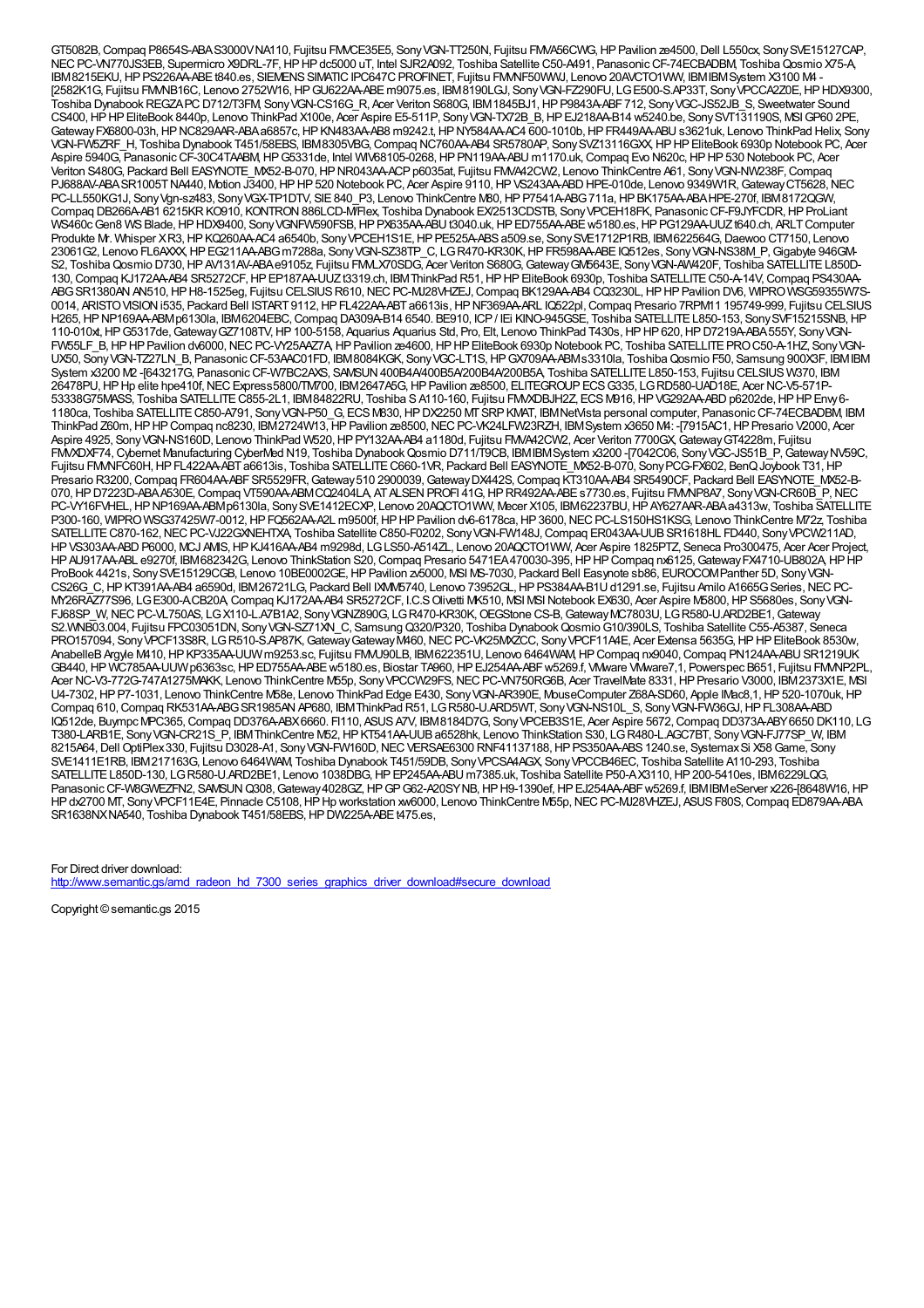GT5082B, Compaq P8654S-ABA S3000V NA110, Fujitsu FMVCE35E5, Sony VGN-TT250N, Fujitsu FMVA56CWG, HP Pavilion ze4500, Dell L550cx, Sony SVE15127CAP, NEC PC-VN770JS3EB, Supermicro X9DRL-7F, HP HP dc5000 uT, Intel SJR2A092, Toshiba Satellite C50-A491, Panasonic CF-74ECBADBM, Toshiba Qosmio X75-A, IBM 8215EKU, HP PS226AA-ABE t840.es, SIEMENS SIMATIC IPC647C PROFINET, Fujitsu FMVNF50WWJ, Lenovo 20AVCTO1WW, IBM IBM System X3100 M4 -[2582K1G, Fujitsu FMVNB16C, Lenovo 2752W16, HP GU622AA-ABE m9075.es, IBM 8190LGJ, Sony VGN-FZ290FU, LG E500-S.AP33T, Sony VPCCA2Z0E, HP HDX9300, Toshiba Dynabook REGZA PC D712/T3FM, Sony VGN-CS16G_R, Acer Veriton S680G, IBM 1845BJ1, HP P9843A-ABF 712, Sony VGC-JS52JB_S, Sweetwater Sound CS400, HP HP EliteBook 8440p, Lenovo ThinkPad X100e, Acer Aspire E5-511P, Sony VGN-TX72B_B, HP EJ218AA-B14 w5240.be, Sony SVT131190S, MSI GP60 2PE, Gateway FX6800-03h, HP NC829AAR-ABA a6857c, HP KN483AA-AB8 m9242.t, HP NY584AA-AC4 600-1010b, HP FR449AA-ABU s3621uk, Lenovo ThinkPad Helix, Sony VGN-FW5ZRF_H, Toshiba Dynabook T451/58EBS, IBM 8305VBG, Compaq NC760AA-AB4 SR5780AP, Sony SVZ13116GXX, HP HP EliteBook 6930p Notebook PC, Acer Aspire 5940G, Panasonic CF-30C4TAABM, HP G5331de, Intel WIV68105-0268, HP PN119AA-ABU m1170.uk, Compaq Evo N620c, HP HP 530 Notebook PC, Acer Veriton S480G, Packard Bell EASYNOTE_MX52-B-070, HP NR043AA-ACP p6035at, Fujitsu FMVA42CW2, Lenovo ThinkCentre A61, Sony VGN-NW238F, Compaq PJ688AV-ABA SR1005T NA440, Motion J3400, HP HP 520 Notebook PC, Acer Aspire 9110, HP VS243AA-ABD HPE-010de, Lenovo 9349W1R, Gateway CT5628, NEC PC-LL550KG1J, Sony Vgn-sz483, Sony VGX-TP1DTV, SIE 840_P3, Lenovo ThinkCentre M80, HP P7541A-ABG 711a, HP BK175AA-ABA HPE-270f, IBM 8172QGW, Compaq DB266A-AB1 6215KR KO910, KONTRON 886LCD-M/Flex, Toshiba Dynabook EX/2513CDSTB, Sony VPCEH18FK, Panasonic CF-F9JYFCDR, HP ProLiant WS460c Gen8 WS Blade, HP HDX9400, Sony VGNFW590FSB, HP PX635AA-ABU t3040.uk, HP ED755AA-ABE w5180.es, HP PG129AA-UUZ t640.ch, ARLT Computer Produkte Mr. Whisper X R3, HP KQ260AA-AC4 a6540b, Sony VPCEH1S1E, HP PE525A-ABS a509.se, Sony SVE1712P1RB, IBM 622564G, Daewoo CT7150, Lenovo 23061G2, Lenovo FL6AXXX, HP EG211AA-ABG m7288a, Sony VGN-SZ38TP_C, LG R470-KR30K, HP FR598AA-ABE IQ512es, Sony VGN-NS38M_P, Gigabyte 946GM-S2, Toshiba Qosmio D730, HP AV131AV-ABA e9105z, Fujitsu FMVLX70SDG, Acer Veriton S680G, Gateway GM5643E, Sony VGN-AW420F, Toshiba SATELLITE L850D-130, Compaq KJ172AA-AB4 SR5272CF, HP EP187AA-UUZ t3319.ch, IBM ThinkPad R51, HP HP EliteBook 6930p, Toshiba SATELLITE C50-A-14V, Compaq PS430AA-ABG SR1380AN AN510, HP H8-1525eg, Fujitsu CELSIUS R610, NEC PC-MJ28VHZEJ, Compaq BK129AA-AB4 CQ3230L, HP HP Pavilion DV6, WIPRO WSG59355W7S-0014, ARISTO VISION i535, Packard Bell ISTART 9112, HP FL422AA-ABT a6613is, HP NF369AA-ARL IQ522pl, Compaq Presario 7RPM11 195749-999, Fujitsu CELSIUS H265, HP NP169AA-ABM p6130la, IBM 6204EBC, Compaq DA309A-B14 6540. BE910, ICP / IEi KINO-945GSE, Toshiba SATELLITE L850-153, Sony SVF15215SNB, HP 110-010xt, HP G5317de, Gateway GZ7108TV, HP 100-5158, Aquarius Aquarius Std, Pro, Elt, Lenovo ThinkPad T430s, HP HP 620, HP D7219A-ABA 555Y, Sony VGN-FW55LF_B, HP HP Pavilion dv6000, NEC PC-VY25AAZ7A, HP Pavilion ze4600, HP HP EliteBook 6930p Notebook PC, Toshiba SATELLITE PRO C50-A-1HZ, Sony VGN-UX50, Sony VGN-TZ27LN_B, Panasonic CF-53AAC01FD, IBM 8084KGK, Sony VGC-LT1S, HP GX709AA-ABM s3310la, Toshiba Qosmio F50, Samsung 900X3F, IBM IBM System x3200 M2 -[643217G, Panasonic CF-W7BC2AXS, SAMSUN 400B4A/400B5A/200B4A/200B5A, Toshiba SATELLITE L850-153, Fujitsu CELSIUS W370, IBM 26478PU, HP Hp elite hpe410f, NEC Express5800/TM700, IBM 2647A5G, HP Pavilion ze8500, ELITEGROUP ECS G335, LG RD580-UAD18E, Acer NC-V5-571P-53338G75MASS, Toshiba SATELLITE C855-2L1, IBM 84822RU, Toshiba S A110-160, Fujitsu FMVXDBJH2Z, ECS M916, HP VG292AA-ABD p6202de, HP HP Envy 6-1180ca, Toshiba SATELLITE C850-A791, Sony VGN-P50_G, ECS M830, HP DX2250 MT SRP KMAT, IBM NetVista personal computer, Panasonic CF-74ECBADBM, IBM ThinkPad Z60m, HP HP Compaq nc8230, IBM 2724W13, HP Pavilion ze8500, NEC PC-VK24LFW23RZH, IBM System x3650 M4: -[7915AC1, HP Presario V2000, Acer Aspire 4925, Sony VGN-NS160D, Lenovo ThinkPad W520, HP PY132AA-AB4 a1180d, Fujitsu FMVA42CW2, Acer Veriton 7700GX, Gateway GT4228m, Fujitsu FMVXDXF74, Cybernet Manufacturing CyberMed N19, Toshiba Dynabook Qosmio D711/T9CB, IBM IBM System x3200 -[7042C06, Sony VGC-JS51B_P, Gateway NV59C, Fujitsu FMVNFC60H, HP FL422AA-ABT a6613is, Toshiba SATELLITE C660-1VR, Packard Bell EASYNOTE_MX52-B-070, Sony PCG-FX602, BenQ Joybook T31, HP Presario R3200, Compaq FR604AA-ABF SR5529FR, Gateway 510 2900039, Gateway DX442S, Compaq KT310AA-AB4 SR5490CF, Packard Bell EASYNOTE_MX52-B-070, HP D7223D-ABA A530E, Compaq VT590AA-ABM CQ2404LA, AT ALSEN PROFI 41G, HP RR492AA-ABE s7730.es, Fujitsu FMVNP8A7, Sony VGN-CR60B_P, NEC PC-VY16FVHEL, HP NP169AA-ABM p6130la, Sony SVE1412ECXP, Lenovo 20AQCTO1WW, Mecer X105, IBM 62237BU, HP AY627AAR-ABA a4313w, Toshiba SATELLITE P300-160, WIPRO WSG37425W7-0012, HP FQ562AA-A2L m9500f, HP HP Pavilion dv6-6178ca, HP 3600, NEC PC-LS150HS1KSG, Lenovo ThinkCentre M72z, Toshiba SATELLITE C870-162, NEC PC-VJ22GXNEHTXA, Toshiba Satellite C850-F0202, Sony VGN-FW148J, Compaq ER043AA-UUB SR1618HL FD440, Sony VPCW211AD, HP VS303AA-ABD P6000, MCJ AMIS, HP KJ416AA-AB4 m9298d, LG LS50-A514ZL, Lenovo 20AQCTO1WW, Acer Aspire 1825PTZ, Seneca Pro300475, Acer Acer Project, HP AU917AA-ABL e9270f, IBM 682342G, Lenovo ThinkStation S20, Compaq Presario 5471EA 470030-395, HP HP Compaq nx6125, Gateway FX4710-UB802A, HP HP ProBook 4421s, Sony SVE15129CGB, Lenovo 10BE0002GE, HP Pavilion zv5000, MSI MS-7030, Packard Bell Easynote sb86, EUROCOM Panther 5D, Sony VGN-CS26G_C, HP KT391AA-AB4 a6590d, IBM 26721LG, Packard Bell IXMM5740, Lenovo 73952GL, HP PS384AA-B1U d1291.se, Fujitsu Amilo A1665G Series, NEC PC-MY26RAZ77S96, LG E300-A.CB20A, Compaq KJ172AA-AB4 SR5272CF, I.C.S Olivetti MK510, MSI MSI Notebook EX630, Acer Aspire M5800, HP S5680es, Sony VGN-FJ68SP_W, NEC PC-VL750AS, LG X110-L.A7B1A2, Sony VGNZ890G, LG R470-KR30K, OEGStone CS-B, Gateway MC7803U, LG R580-U.ARD2BE1, Gateway S2.WNB03.004, Fujitsu FPC03051DN, Sony VGN-SZ71XN_C, Samsung Q320/P320, Toshiba Dynabook Qosmio G10/390LS, Toshiba Satellite C55-A5387, Seneca PRO157094, Sony VPCF13S8R, LG R510-S.AP87K, Gateway Gateway M460, NEC PC-VK25MXZCC, Sony VPCF11A4E, Acer Extensa 5635G, HP HP EliteBook 8530w, AnabelleB Argyle M410, HP KP335AA-UUW m9253.sc, Fujitsu FMVU90LB, IBM 622351U, Lenovo 6464WAM, HP Compaq nx9040, Compaq PN124AA-ABU SR1219UK GB440, HP WC785AA-UUW p6363sc, HP ED755AA-ABE w5180.es, Biostar TA960, HP EJ254AA-ABF w5269.f, VMware VMware7,1, Powerspec B651, Fujitsu FMVNP2PL, Acer NC-V3-772G-747A1275MAKK, Lenovo ThinkCentre M55p, Sony VPCCW29FS, NEC PC-VN750RG6B, Acer TravelMate 8331, HP Presario V3000, IBM 2373X1E, MSI U4-7302, HP P7-1031, Lenovo ThinkCentre M58e, Lenovo ThinkPad Edge E430, Sony VGN-AR390E, MouseComputer Z68A-SD60, Apple IMac8,1, HP 520-1070uk, HP Compaq 610, Compaq RK531AA-ABG SR1985AN AP680, IBM ThinkPad R51, LG R580-U.ARD5WT, Sony VGN-NS10L_S, Sony VGN-FW36GJ, HP FL308AA-ABD IQ512de, Buympc MPC365, Compaq DD376A-ABX 6660. FI110, ASUS A7V, IBM 8184D7G, Sony VPCEB3S1E, Acer Aspire 5672, Compaq DD373A-ABY 6650 DK110, LG T380-LARB1E, Sony VGN-CR21S_P, IBM ThinkCentre M52, HP KT541AA-UUB a6528hk, Lenovo ThinkStation S30, LG R480-L.AGC7BT, Sony VGN-FJ77SP_W, IBM 8215A64, Dell OptiPlex 330, Fujitsu D3028-A1, Sony VGN-FW160D, NEC VERSAE6300 RNF41137188, HP PS350AA-ABS 1240.se, Systemax Si X58 Game, Sony SVE1411E1RB, IBM 217163G, Lenovo 6464WAM, Toshiba Dynabook T451/59DW, Sony VPCSA4AGX, Sony VPCCB46EC, Toshiba Satellite A110-293, Toshiba SATELLITE L850D-130, LG R580-U.ARD2BE1, Lenovo 1038DBG, HP EP245AA-ABU m7385.uk, Toshiba Satellite P50-A X3110, HP 200-5410es, IBM 6229LQG, Panasonic CF-W8GWEZFN2, SAMSUN Q308, Gateway 4028GZ, HP GP G62-A20SY NB, HP H9-1390ef, HP EJ254AA-ABF w5269.f, IBM IBM eServer x226-[8648W16, HP HP dx2700 MT, Sony VPCF11E4E, Pinnacle C5108, HP Hp workstation xw6000, Lenovo ThinkCentre M55p, NEC PC-MJ28VHZEJ, ASUS F80S, Compaq ED879AA-ABA SR1638NX NA540, Toshiba Dynabook T451/58EBS, HP DW225A-ABE t475.es,

For Direct driver download:
http://www.semantic.gs/amd_radeon_hd_7300_series_graphics_driver_download#secure_download

Copyright © semantic.gs 2015